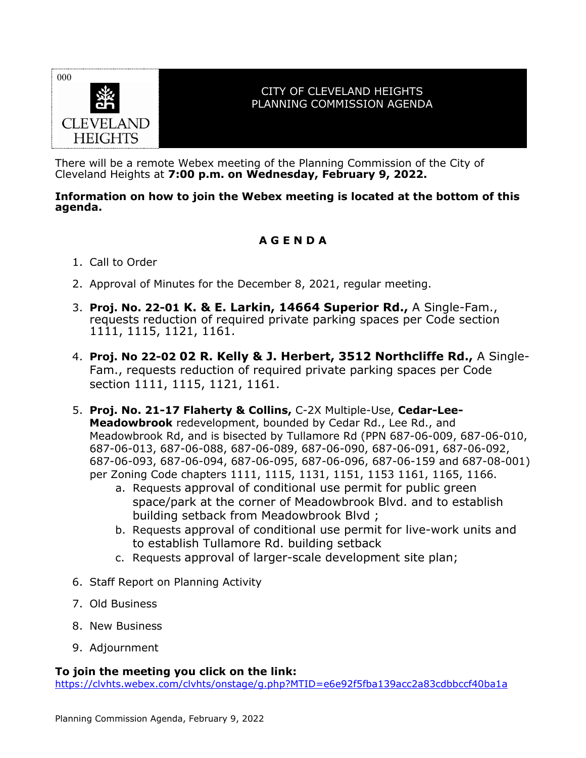000

CLEVELAND HEIGHTS

# CITY OF CLEVELAND HEIGHTS
# PLANNING COMMISSION AGENDA

There will be a remote Webex meeting of the Planning Commission of the City of Cleveland Heights at **7:00 p.m. on Wednesday, February 9, 2022.**

**Information on how to join the Webex meeting is located at the bottom of this agenda.**

## A G E N D A

1. Call to Order
2. Approval of Minutes for the December 8, 2021, regular meeting.
3. **Proj. No. 22-01 K. & E. Larkin, 14664 Superior Rd.,** A Single-Fam., requests reduction of required private parking spaces per Code section 1111, 1115, 1121, 1161.
4. **Proj. No 22-02 02 R. Kelly & J. Herbert, 3512 Northcliffe Rd.,** A Single-Fam., requests reduction of required private parking spaces per Code section 1111, 1115, 1121, 1161.
5. **Proj. No. 21-17 Flaherty & Collins,** C-2X Multiple-Use, **Cedar-Lee-Meadowbrook** redevelopment, bounded by Cedar Rd., Lee Rd., and Meadowbrook Rd, and is bisected by Tullamore Rd (PPN 687-06-009, 687-06-010, 687-06-013, 687-06-088, 687-06-089, 687-06-090, 687-06-091, 687-06-092, 687-06-093, 687-06-094, 687-06-095, 687-06-096, 687-06-159 and 687-08-001) per Zoning Code chapters 1111, 1115, 1131, 1151, 1153 1161, 1165, 1166.
   a. Requests approval of conditional use permit for public green space/park at the corner of Meadowbrook Blvd. and to establish building setback from Meadowbrook Blvd ;
   b. Requests approval of conditional use permit for live-work units and to establish Tullamore Rd. building setback
   c. Requests approval of larger-scale development site plan;
6. Staff Report on Planning Activity
7. Old Business
8. New Business
9. Adjournment

**To join the meeting you click on the link:**
https://clvhts.webex.com/clvhts/onstage/g.php?MTID=e6e92f5fba139acc2a83cdbbccf40ba1a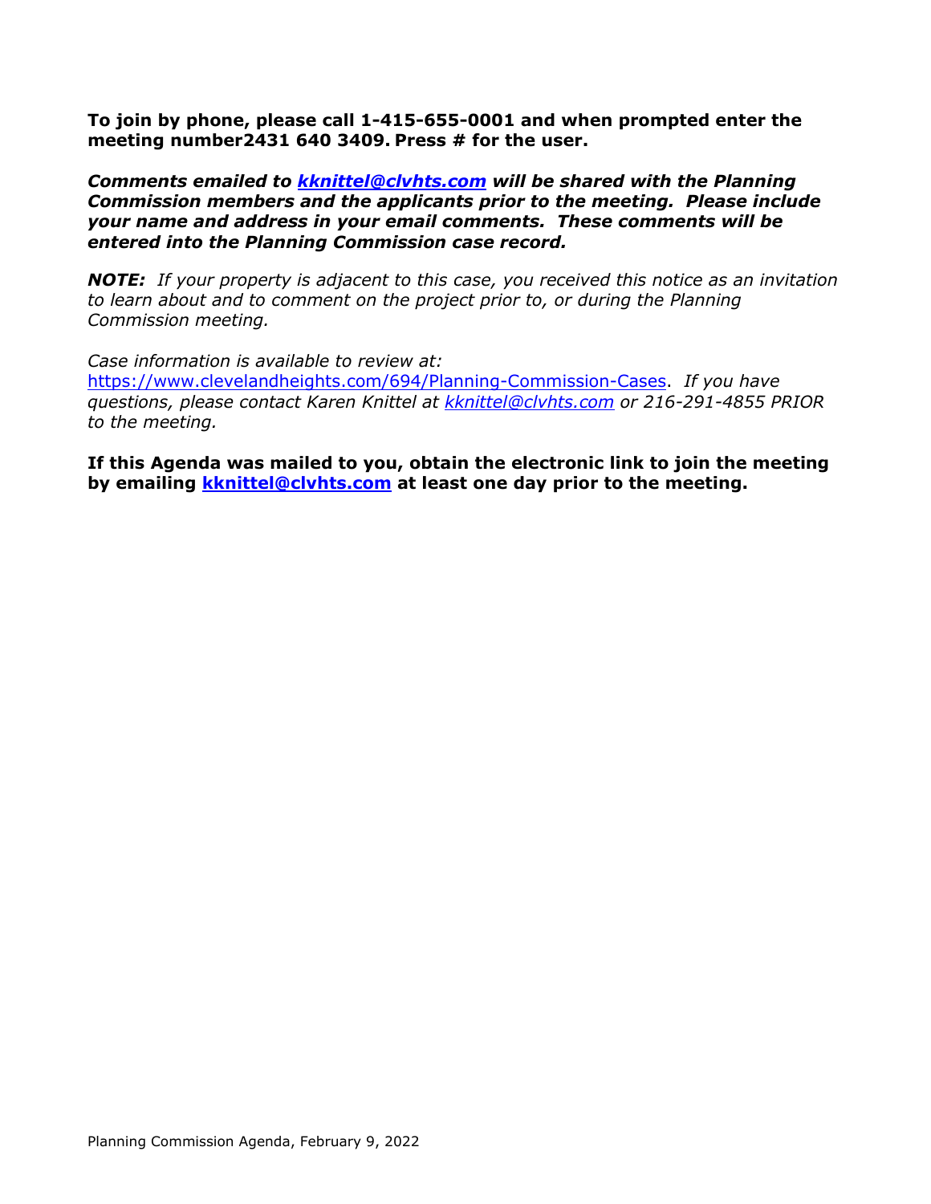**To join by phone, please call 1-415-655-0001 and when prompted enter the meeting number2431 640 3409. Press # for the user.**

***Comments emailed to [kknittel@clvhts.com](mailto:kknittel@clvhts.com) will be shared with the Planning Commission members and the applicants prior to the meeting. Please include your name and address in your email comments. These comments will be entered into the Planning Commission case record.***

***NOTE:*** *If your property is adjacent to this case, you received this notice as an invitation to learn about and to comment on the project prior to, or during the Planning Commission meeting.*

*Case information is available to review at:* [https://www.clevelandheights.com/694/Planning-Commission-Cases](https://www.clevelandheights.com/694/Planning-Commission-Cases). *If you have questions, please contact Karen Knittel at [kknittel@clvhts.com](mailto:kknittel@clvhts.com) or 216-291-4855 PRIOR to the meeting.*

**If this Agenda was mailed to you, obtain the electronic link to join the meeting by emailing [kknittel@clvhts.com](mailto:kknittel@clvhts.com) at least one day prior to the meeting.**